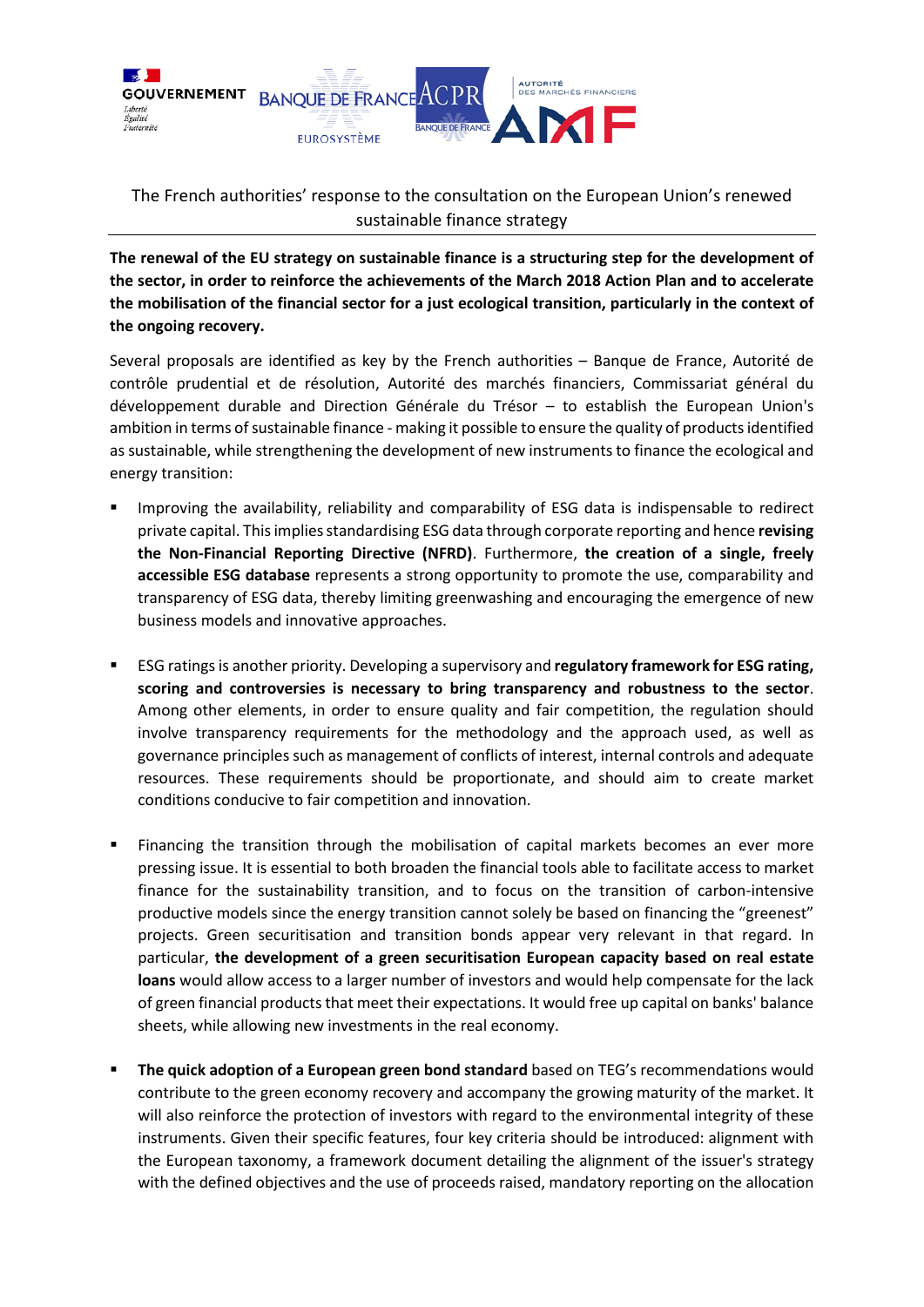The French authorities' response to the consultation on the European Union's renewed sustainable finance strategy

**The renewal of the EU strategy on sustainable finance is a structuring step for the development of the sector, in order to reinforce the achievements of the March 2018 Action Plan and to accelerate the mobilisation of the financial sector for a just ecological transition, particularly in the context of the ongoing recovery.**

Several proposals are identified as key by the French authorities – Banque de France, Autorité de contrôle prudential et de résolution, Autorité des marchés financiers, Commissariat général du développement durable and Direction Générale du Trésor – to establish the European Union's ambition in terms of sustainable finance - making it possible to ensure the quality of products identified as sustainable, while strengthening the development of new instruments to finance the ecological and energy transition:

- Improving the availability, reliability and comparability of ESG data is indispensable to redirect private capital. This implies standardising ESG data through corporate reporting and hence **revising the Non-Financial Reporting Directive (NFRD)**. Furthermore, **the creation of a single, freely accessible ESG database** represents a strong opportunity to promote the use, comparability and transparency of ESG data, thereby limiting greenwashing and encouraging the emergence of new business models and innovative approaches.

- ESG ratings is another priority. Developing a supervisory and **regulatory framework for ESG rating, scoring and controversies is necessary to bring transparency and robustness to the sector**. Among other elements, in order to ensure quality and fair competition, the regulation should involve transparency requirements for the methodology and the approach used, as well as governance principles such as management of conflicts of interest, internal controls and adequate resources. These requirements should be proportionate, and should aim to create market conditions conducive to fair competition and innovation.

- Financing the transition through the mobilisation of capital markets becomes an ever more pressing issue. It is essential to both broaden the financial tools able to facilitate access to market finance for the sustainability transition, and to focus on the transition of carbon-intensive productive models since the energy transition cannot solely be based on financing the "greenest" projects. Green securitisation and transition bonds appear very relevant in that regard. In particular, **the development of a green securitisation European capacity based on real estate loans** would allow access to a larger number of investors and would help compensate for the lack of green financial products that meet their expectations. It would free up capital on banks' balance sheets, while allowing new investments in the real economy.

- **The quick adoption of a European green bond standard** based on TEG's recommendations would contribute to the green economy recovery and accompany the growing maturity of the market. It will also reinforce the protection of investors with regard to the environmental integrity of these instruments. Given their specific features, four key criteria should be introduced: alignment with the European taxonomy, a framework document detailing the alignment of the issuer's strategy with the defined objectives and the use of proceeds raised, mandatory reporting on the allocation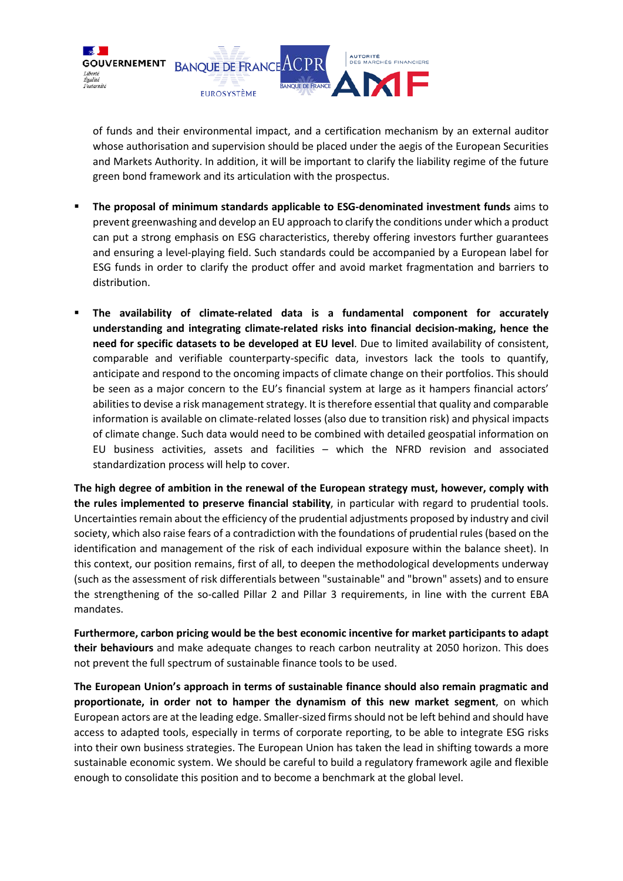of funds and their environmental impact, and a certification mechanism by an external auditor whose authorisation and supervision should be placed under the aegis of the European Securities and Markets Authority. In addition, it will be important to clarify the liability regime of the future green bond framework and its articulation with the prospectus.

- **The proposal of minimum standards applicable to ESG-denominated investment funds** aims to prevent greenwashing and develop an EU approach to clarify the conditions under which a product can put a strong emphasis on ESG characteristics, thereby offering investors further guarantees and ensuring a level-playing field. Such standards could be accompanied by a European label for ESG funds in order to clarify the product offer and avoid market fragmentation and barriers to distribution.

- **The availability of climate-related data is a fundamental component for accurately understanding and integrating climate-related risks into financial decision-making, hence the need for specific datasets to be developed at EU level**. Due to limited availability of consistent, comparable and verifiable counterparty-specific data, investors lack the tools to quantify, anticipate and respond to the oncoming impacts of climate change on their portfolios. This should be seen as a major concern to the EU's financial system at large as it hampers financial actors' abilities to devise a risk management strategy. It is therefore essential that quality and comparable information is available on climate-related losses (also due to transition risk) and physical impacts of climate change. Such data would need to be combined with detailed geospatial information on EU business activities, assets and facilities – which the NFRD revision and associated standardization process will help to cover.

**The high degree of ambition in the renewal of the European strategy must, however, comply with the rules implemented to preserve financial stability**, in particular with regard to prudential tools. Uncertainties remain about the efficiency of the prudential adjustments proposed by industry and civil society, which also raise fears of a contradiction with the foundations of prudential rules (based on the identification and management of the risk of each individual exposure within the balance sheet). In this context, our position remains, first of all, to deepen the methodological developments underway (such as the assessment of risk differentials between "sustainable" and "brown" assets) and to ensure the strengthening of the so-called Pillar 2 and Pillar 3 requirements, in line with the current EBA mandates.

**Furthermore, carbon pricing would be the best economic incentive for market participants to adapt their behaviours** and make adequate changes to reach carbon neutrality at 2050 horizon. This does not prevent the full spectrum of sustainable finance tools to be used.

**The European Union's approach in terms of sustainable finance should also remain pragmatic and proportionate, in order not to hamper the dynamism of this new market segment**, on which European actors are at the leading edge. Smaller-sized firms should not be left behind and should have access to adapted tools, especially in terms of corporate reporting, to be able to integrate ESG risks into their own business strategies. The European Union has taken the lead in shifting towards a more sustainable economic system. We should be careful to build a regulatory framework agile and flexible enough to consolidate this position and to become a benchmark at the global level.